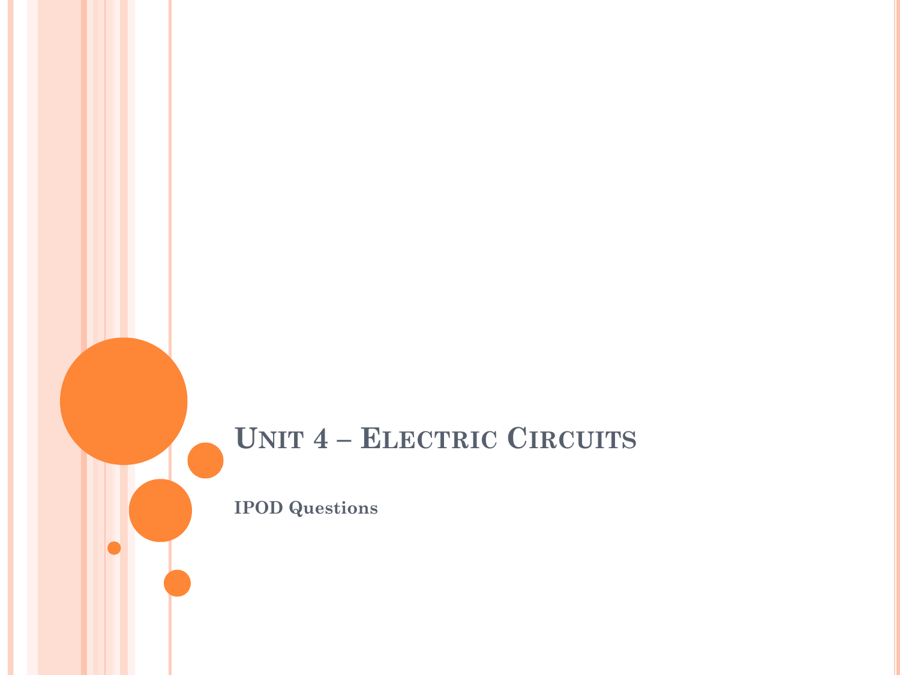# Unit 4 – Electric Circuits

**IPOD Questions**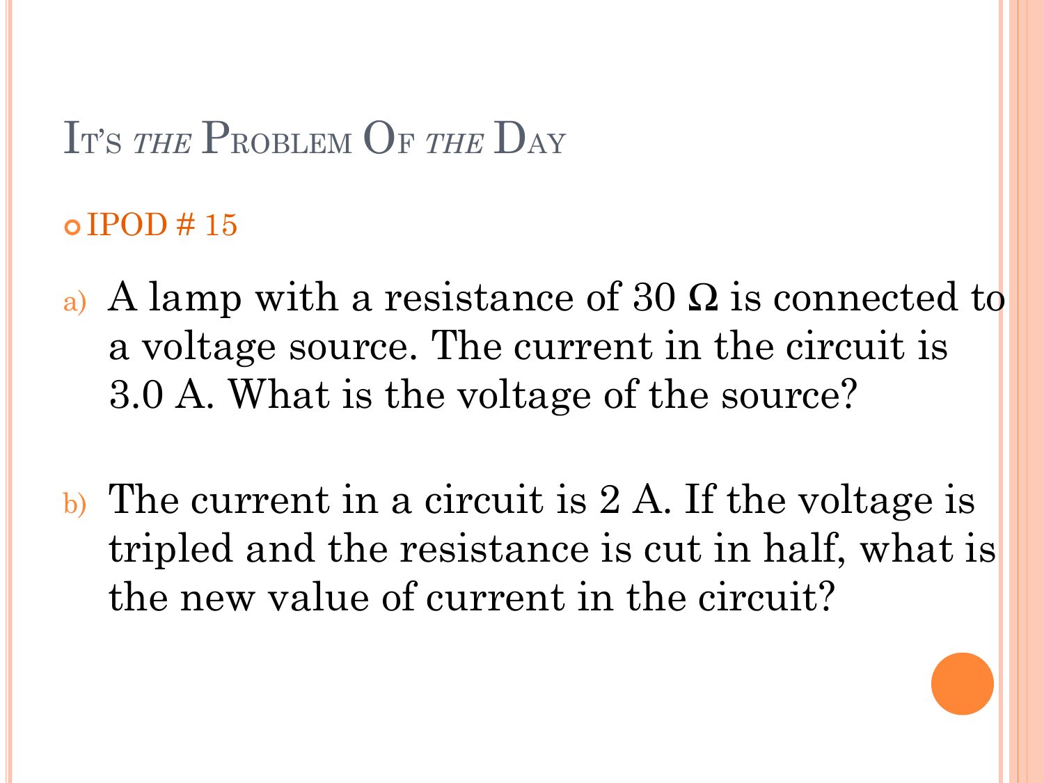# It's *the* Problem Of *the* Day

- IPOD # 15

a) A lamp with a resistance of 30 Ω is connected to a voltage source. The current in the circuit is 3.0 A. What is the voltage of the source?

b) The current in a circuit is 2 A. If the voltage is tripled and the resistance is cut in half, what is the new value of current in the circuit?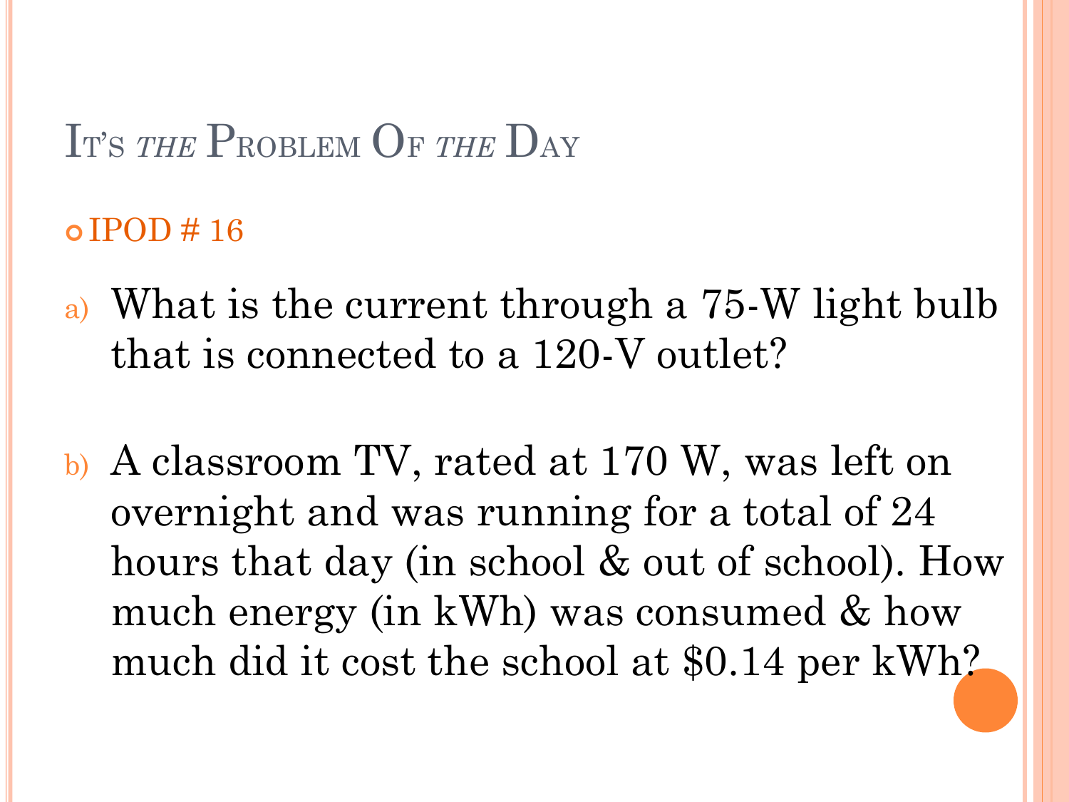# It's *the* Problem Of *the* Day

- IPOD # 16

a) What is the current through a 75-W light bulb that is connected to a 120-V outlet?

b) A classroom TV, rated at 170 W, was left on overnight and was running for a total of 24 hours that day (in school & out of school). How much energy (in kWh) was consumed & how much did it cost the school at $0.14 per kWh?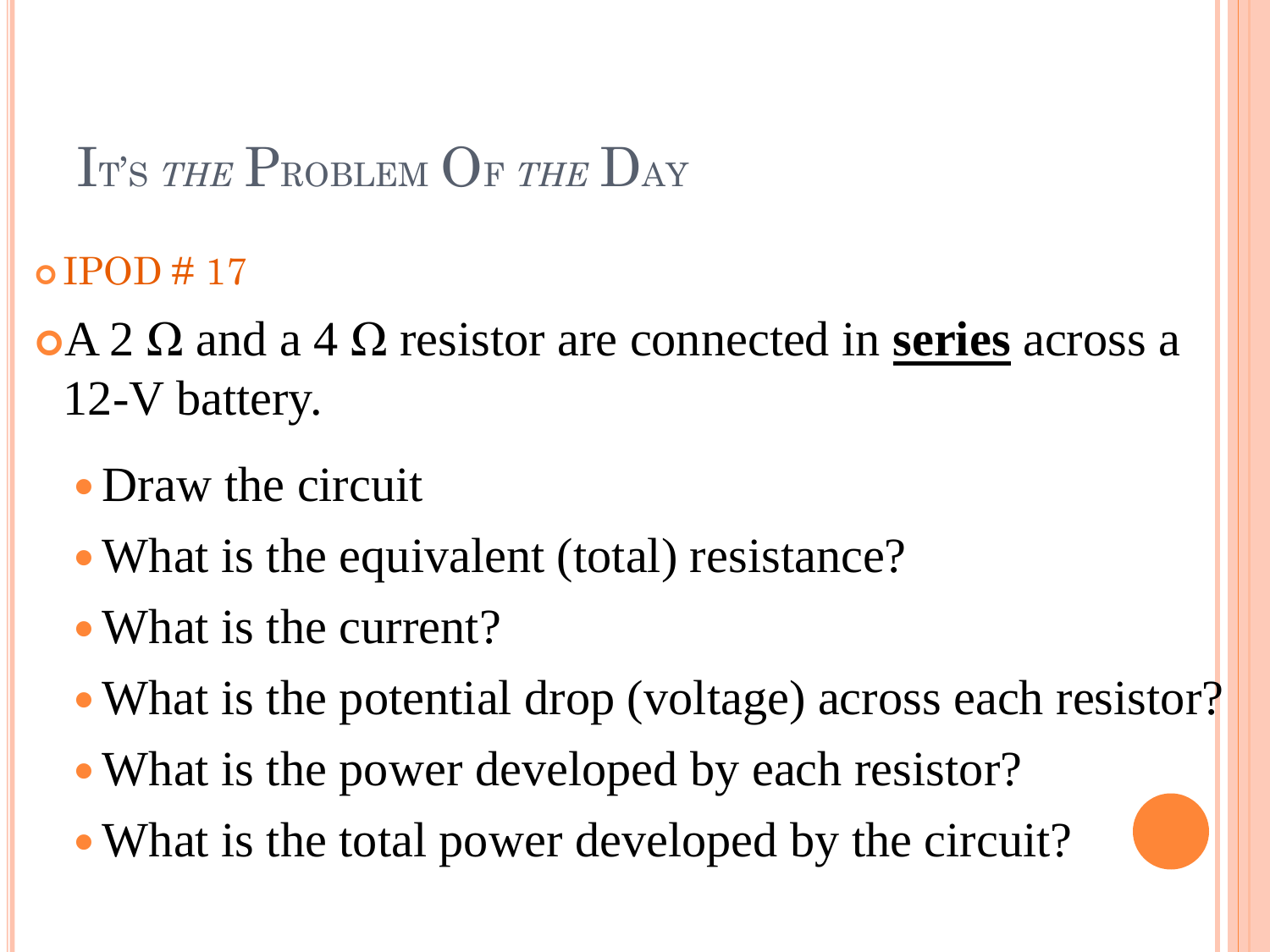# It's *the* Problem Of *the* Day

- IPOD # 17
- A 2 Ω and a 4 Ω resistor are connected in **series** across a 12-V battery.
  - Draw the circuit
  - What is the equivalent (total) resistance?
  - What is the current?
  - What is the potential drop (voltage) across each resistor?
  - What is the power developed by each resistor?
  - What is the total power developed by the circuit?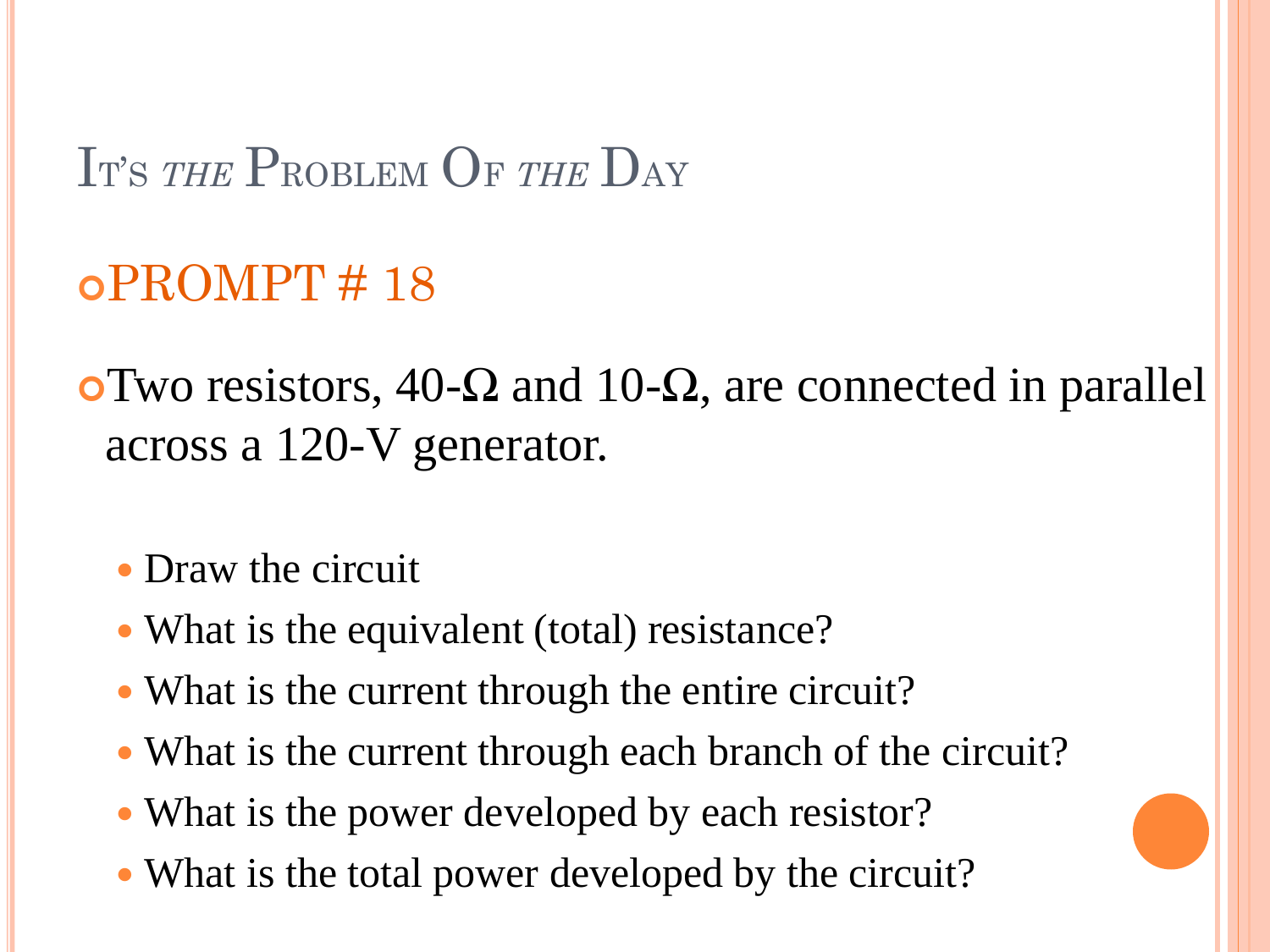# It's *the* Problem Of *the* Day

## PROMPT # 18

- Two resistors, 40-Ω and 10-Ω, are connected in parallel across a 120-V generator.
  - Draw the circuit
  - What is the equivalent (total) resistance?
  - What is the current through the entire circuit?
  - What is the current through each branch of the circuit?
  - What is the power developed by each resistor?
  - What is the total power developed by the circuit?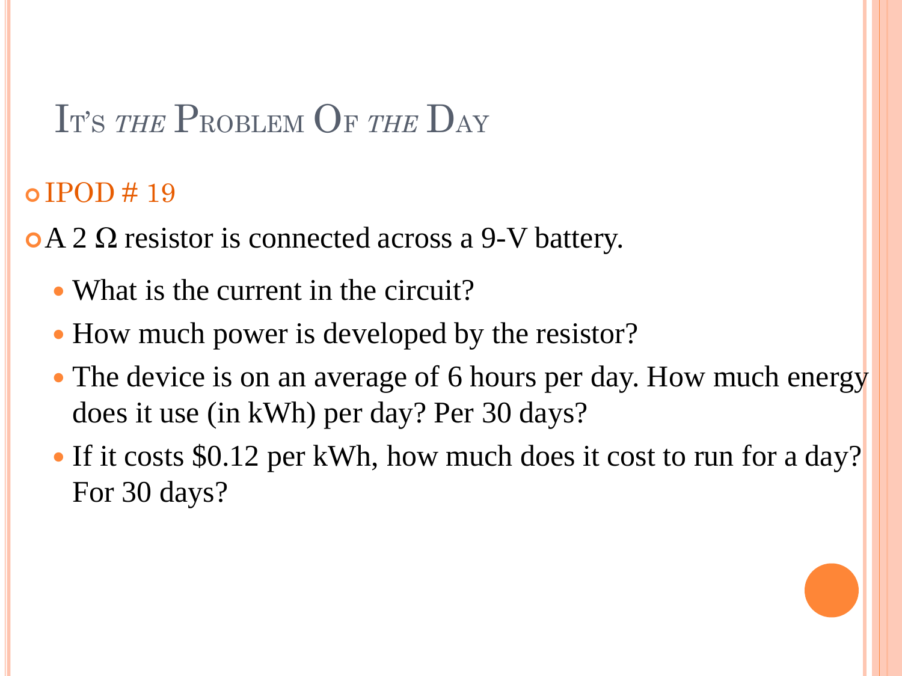# It's *the* Problem Of *the* Day

- IPOD # 19
- A 2 Ω resistor is connected across a 9-V battery.
  - What is the current in the circuit?
  - How much power is developed by the resistor?
  - The device is on an average of 6 hours per day. How much energy does it use (in kWh) per day? Per 30 days?
  - If it costs $0.12 per kWh, how much does it cost to run for a day? For 30 days?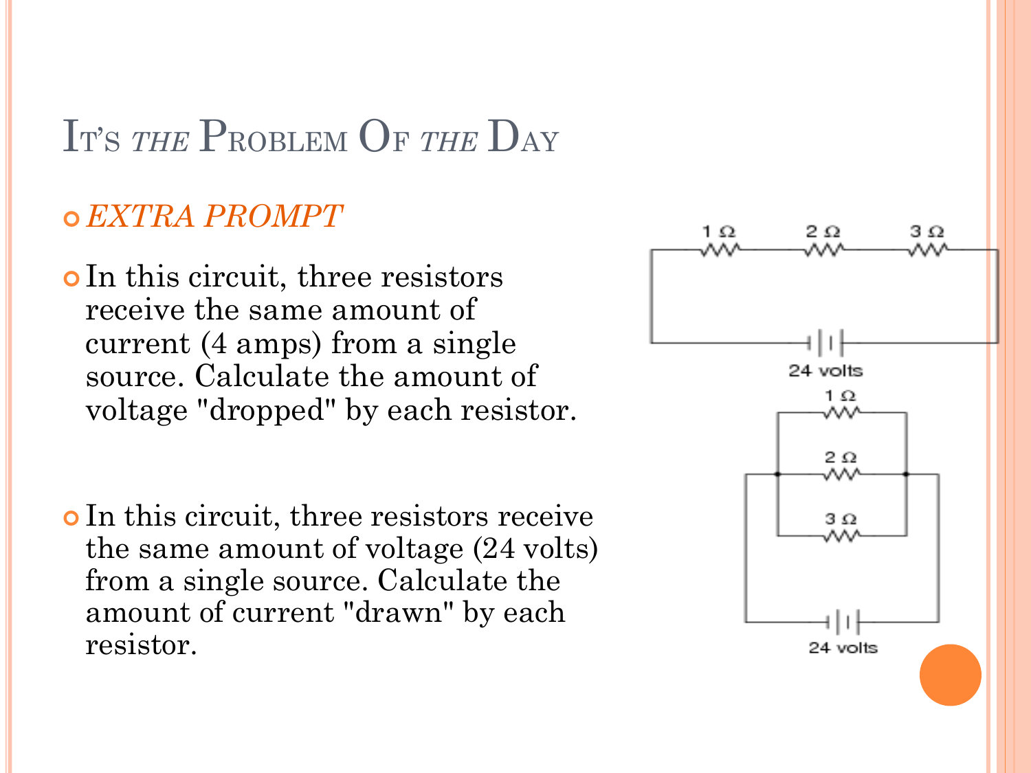# It's *the* Problem Of *the* Day

- *EXTRA PROMPT*

- In this circuit, three resistors receive the same amount of current (4 amps) from a single source. Calculate the amount of voltage "dropped" by each resistor.

1 Ω
2 Ω
3 Ω
24 volts

- In this circuit, three resistors receive the same amount of voltage (24 volts) from a single source. Calculate the amount of current "drawn" by each resistor.

1 Ω
2 Ω
3 Ω
24 volts